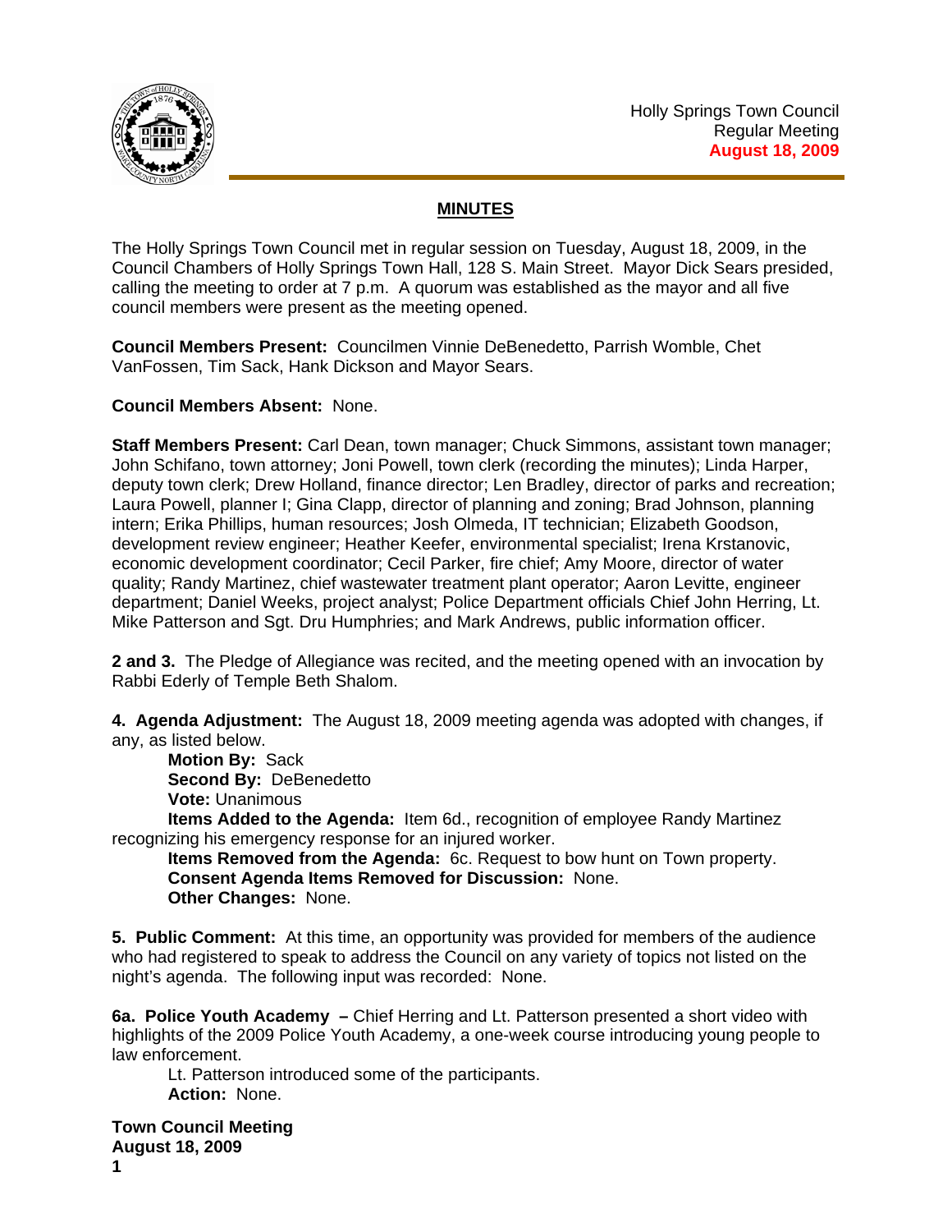Holly Springs Town Council
Regular Meeting
**August 18, 2009**

## MINUTES

The Holly Springs Town Council met in regular session on Tuesday, August 18, 2009, in the Council Chambers of Holly Springs Town Hall, 128 S. Main Street. Mayor Dick Sears presided, calling the meeting to order at 7 p.m. A quorum was established as the mayor and all five council members were present as the meeting opened.

**Council Members Present:** Councilmen Vinnie DeBenedetto, Parrish Womble, Chet VanFossen, Tim Sack, Hank Dickson and Mayor Sears.

**Council Members Absent:** None.

**Staff Members Present:** Carl Dean, town manager; Chuck Simmons, assistant town manager; John Schifano, town attorney; Joni Powell, town clerk (recording the minutes); Linda Harper, deputy town clerk; Drew Holland, finance director; Len Bradley, director of parks and recreation; Laura Powell, planner I; Gina Clapp, director of planning and zoning; Brad Johnson, planning intern; Erika Phillips, human resources; Josh Olmeda, IT technician; Elizabeth Goodson, development review engineer; Heather Keefer, environmental specialist; Irena Krstanovic, economic development coordinator; Cecil Parker, fire chief; Amy Moore, director of water quality; Randy Martinez, chief wastewater treatment plant operator; Aaron Levitte, engineer department; Daniel Weeks, project analyst; Police Department officials Chief John Herring, Lt. Mike Patterson and Sgt. Dru Humphries; and Mark Andrews, public information officer.

**2 and 3.** The Pledge of Allegiance was recited, and the meeting opened with an invocation by Rabbi Ederly of Temple Beth Shalom.

**4. Agenda Adjustment:** The August 18, 2009 meeting agenda was adopted with changes, if any, as listed below.

**Motion By:** Sack
**Second By:** DeBenedetto
**Vote:** Unanimous
**Items Added to the Agenda:** Item 6d., recognition of employee Randy Martinez recognizing his emergency response for an injured worker.
**Items Removed from the Agenda:** 6c. Request to bow hunt on Town property.
**Consent Agenda Items Removed for Discussion:** None.
**Other Changes:** None.

**5. Public Comment:** At this time, an opportunity was provided for members of the audience who had registered to speak to address the Council on any variety of topics not listed on the night's agenda. The following input was recorded: None.

**6a. Police Youth Academy –** Chief Herring and Lt. Patterson presented a short video with highlights of the 2009 Police Youth Academy, a one-week course introducing young people to law enforcement.

Lt. Patterson introduced some of the participants.
**Action:** None.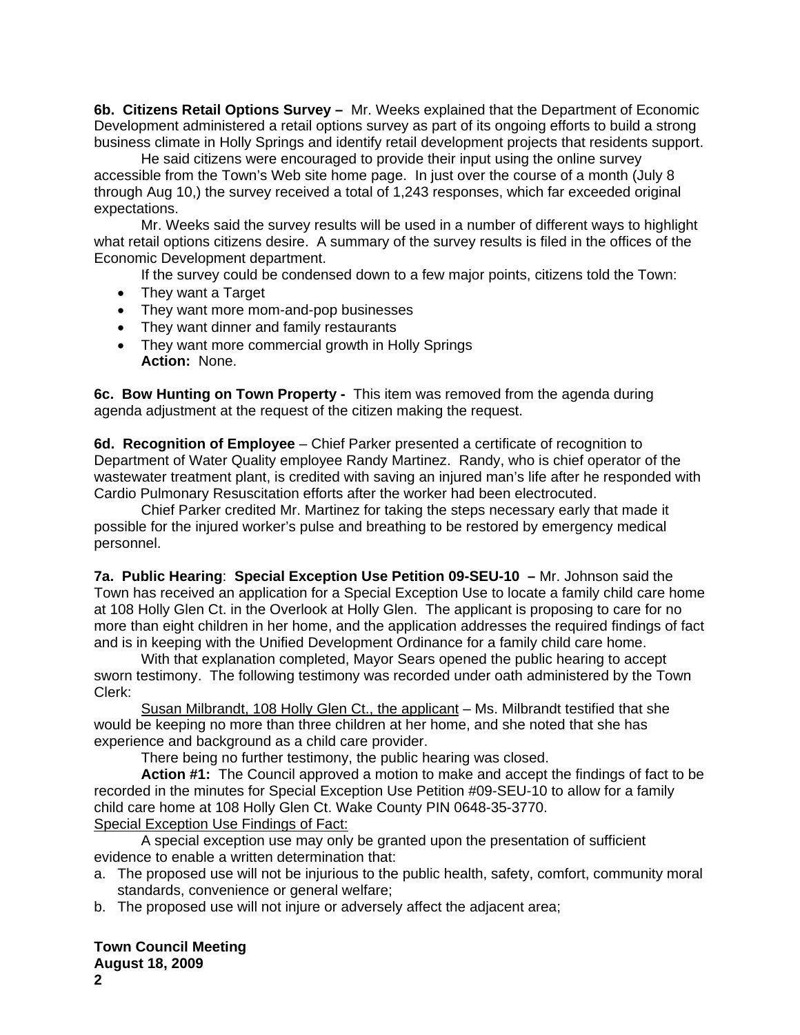**6b. Citizens Retail Options Survey –** Mr. Weeks explained that the Department of Economic Development administered a retail options survey as part of its ongoing efforts to build a strong business climate in Holly Springs and identify retail development projects that residents support.

He said citizens were encouraged to provide their input using the online survey accessible from the Town's Web site home page. In just over the course of a month (July 8 through Aug 10,) the survey received a total of 1,243 responses, which far exceeded original expectations.

Mr. Weeks said the survey results will be used in a number of different ways to highlight what retail options citizens desire. A summary of the survey results is filed in the offices of the Economic Development department.

If the survey could be condensed down to a few major points, citizens told the Town:

- They want a Target
- They want more mom-and-pop businesses
- They want dinner and family restaurants
- They want more commercial growth in Holly Springs

**Action:** None.

**6c. Bow Hunting on Town Property -** This item was removed from the agenda during agenda adjustment at the request of the citizen making the request.

**6d. Recognition of Employee** – Chief Parker presented a certificate of recognition to Department of Water Quality employee Randy Martinez. Randy, who is chief operator of the wastewater treatment plant, is credited with saving an injured man's life after he responded with Cardio Pulmonary Resuscitation efforts after the worker had been electrocuted.

Chief Parker credited Mr. Martinez for taking the steps necessary early that made it possible for the injured worker's pulse and breathing to be restored by emergency medical personnel.

**7a. Public Hearing**: **Special Exception Use Petition 09-SEU-10 –** Mr. Johnson said the Town has received an application for a Special Exception Use to locate a family child care home at 108 Holly Glen Ct. in the Overlook at Holly Glen. The applicant is proposing to care for no more than eight children in her home, and the application addresses the required findings of fact and is in keeping with the Unified Development Ordinance for a family child care home.

With that explanation completed, Mayor Sears opened the public hearing to accept sworn testimony. The following testimony was recorded under oath administered by the Town Clerk:

Susan Milbrandt, 108 Holly Glen Ct., the applicant – Ms. Milbrandt testified that she would be keeping no more than three children at her home, and she noted that she has experience and background as a child care provider.

There being no further testimony, the public hearing was closed.

**Action #1:** The Council approved a motion to make and accept the findings of fact to be recorded in the minutes for Special Exception Use Petition #09-SEU-10 to allow for a family child care home at 108 Holly Glen Ct. Wake County PIN 0648-35-3770.

Special Exception Use Findings of Fact:

A special exception use may only be granted upon the presentation of sufficient evidence to enable a written determination that:

a. The proposed use will not be injurious to the public health, safety, comfort, community moral standards, convenience or general welfare;
b. The proposed use will not injure or adversely affect the adjacent area;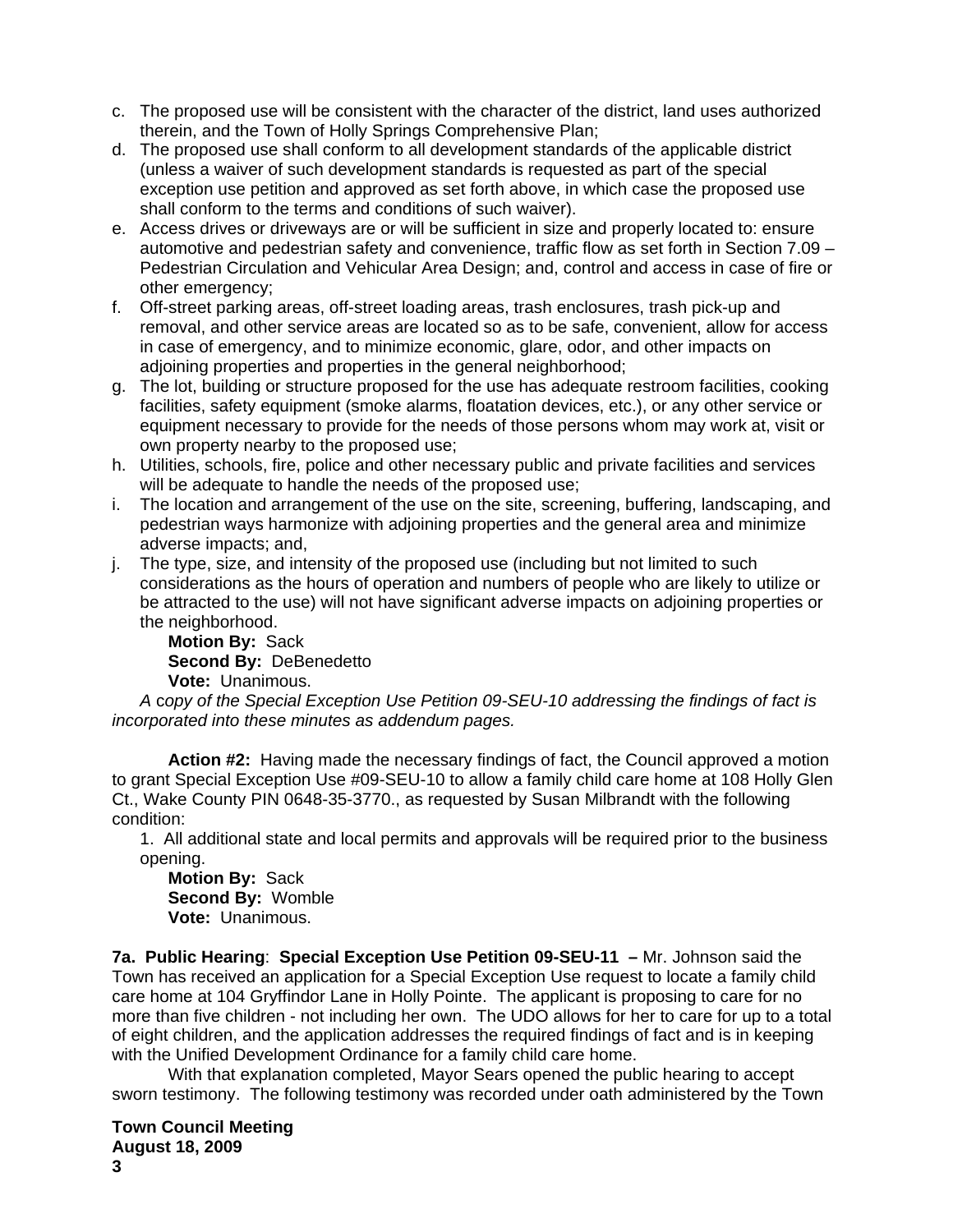c. The proposed use will be consistent with the character of the district, land uses authorized therein, and the Town of Holly Springs Comprehensive Plan;
d. The proposed use shall conform to all development standards of the applicable district (unless a waiver of such development standards is requested as part of the special exception use petition and approved as set forth above, in which case the proposed use shall conform to the terms and conditions of such waiver).
e. Access drives or driveways are or will be sufficient in size and properly located to: ensure automotive and pedestrian safety and convenience, traffic flow as set forth in Section 7.09 – Pedestrian Circulation and Vehicular Area Design; and, control and access in case of fire or other emergency;
f. Off-street parking areas, off-street loading areas, trash enclosures, trash pick-up and removal, and other service areas are located so as to be safe, convenient, allow for access in case of emergency, and to minimize economic, glare, odor, and other impacts on adjoining properties and properties in the general neighborhood;
g. The lot, building or structure proposed for the use has adequate restroom facilities, cooking facilities, safety equipment (smoke alarms, floatation devices, etc.), or any other service or equipment necessary to provide for the needs of those persons whom may work at, visit or own property nearby to the proposed use;
h. Utilities, schools, fire, police and other necessary public and private facilities and services will be adequate to handle the needs of the proposed use;
i. The location and arrangement of the use on the site, screening, buffering, landscaping, and pedestrian ways harmonize with adjoining properties and the general area and minimize adverse impacts; and,
j. The type, size, and intensity of the proposed use (including but not limited to such considerations as the hours of operation and numbers of people who are likely to utilize or be attracted to the use) will not have significant adverse impacts on adjoining properties or the neighborhood.

**Motion By:** Sack
**Second By:** DeBenedetto
**Vote:** Unanimous.

*A copy of the Special Exception Use Petition 09-SEU-10 addressing the findings of fact is incorporated into these minutes as addendum pages.*

**Action #2:** Having made the necessary findings of fact, the Council approved a motion to grant Special Exception Use #09-SEU-10 to allow a family child care home at 108 Holly Glen Ct., Wake County PIN 0648-35-3770., as requested by Susan Milbrandt with the following condition:

1. All additional state and local permits and approvals will be required prior to the business opening.

**Motion By:** Sack
**Second By:** Womble
**Vote:** Unanimous.

**7a. Public Hearing**: **Special Exception Use Petition 09-SEU-11 –** Mr. Johnson said the Town has received an application for a Special Exception Use request to locate a family child care home at 104 Gryffindor Lane in Holly Pointe. The applicant is proposing to care for no more than five children - not including her own. The UDO allows for her to care for up to a total of eight children, and the application addresses the required findings of fact and is in keeping with the Unified Development Ordinance for a family child care home.

With that explanation completed, Mayor Sears opened the public hearing to accept sworn testimony. The following testimony was recorded under oath administered by the Town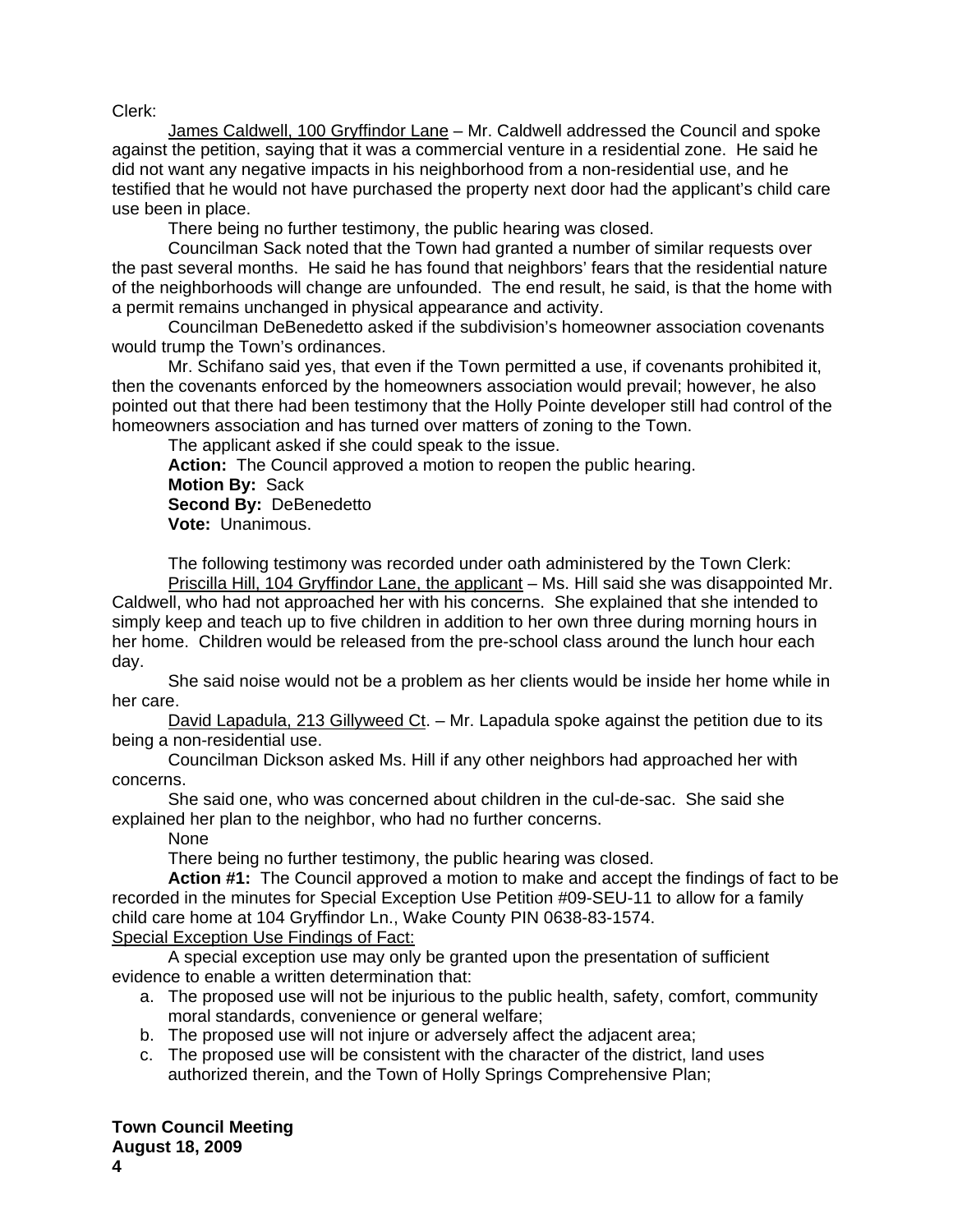Clerk:

<u>James Caldwell, 100 Gryffindor Lane</u> – Mr. Caldwell addressed the Council and spoke against the petition, saying that it was a commercial venture in a residential zone. He said he did not want any negative impacts in his neighborhood from a non-residential use, and he testified that he would not have purchased the property next door had the applicant's child care use been in place.

There being no further testimony, the public hearing was closed.

Councilman Sack noted that the Town had granted a number of similar requests over the past several months. He said he has found that neighbors' fears that the residential nature of the neighborhoods will change are unfounded. The end result, he said, is that the home with a permit remains unchanged in physical appearance and activity.

Councilman DeBenedetto asked if the subdivision's homeowner association covenants would trump the Town's ordinances.

Mr. Schifano said yes, that even if the Town permitted a use, if covenants prohibited it, then the covenants enforced by the homeowners association would prevail; however, he also pointed out that there had been testimony that the Holly Pointe developer still had control of the homeowners association and has turned over matters of zoning to the Town.

The applicant asked if she could speak to the issue.

**Action:** The Council approved a motion to reopen the public hearing.
**Motion By:** Sack
**Second By:** DeBenedetto
**Vote:** Unanimous.

The following testimony was recorded under oath administered by the Town Clerk:

<u>Priscilla Hill, 104 Gryffindor Lane, the applicant</u> – Ms. Hill said she was disappointed Mr. Caldwell, who had not approached her with his concerns. She explained that she intended to simply keep and teach up to five children in addition to her own three during morning hours in her home. Children would be released from the pre-school class around the lunch hour each day.

She said noise would not be a problem as her clients would be inside her home while in her care.

<u>David Lapadula, 213 Gillyweed Ct</u>. – Mr. Lapadula spoke against the petition due to its being a non-residential use.

Councilman Dickson asked Ms. Hill if any other neighbors had approached her with concerns.

She said one, who was concerned about children in the cul-de-sac. She said she explained her plan to the neighbor, who had no further concerns.

None

There being no further testimony, the public hearing was closed.

**Action #1:** The Council approved a motion to make and accept the findings of fact to be recorded in the minutes for Special Exception Use Petition #09-SEU-11 to allow for a family child care home at 104 Gryffindor Ln., Wake County PIN 0638-83-1574.

<u>Special Exception Use Findings of Fact:</u>

A special exception use may only be granted upon the presentation of sufficient evidence to enable a written determination that:

a. The proposed use will not be injurious to the public health, safety, comfort, community moral standards, convenience or general welfare;
b. The proposed use will not injure or adversely affect the adjacent area;
c. The proposed use will be consistent with the character of the district, land uses authorized therein, and the Town of Holly Springs Comprehensive Plan;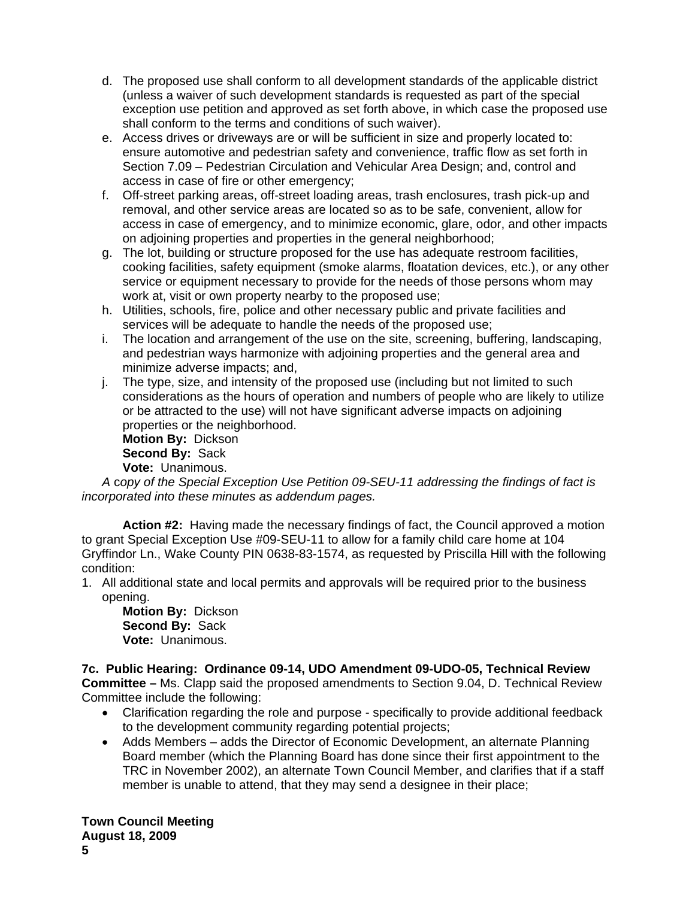d. The proposed use shall conform to all development standards of the applicable district (unless a waiver of such development standards is requested as part of the special exception use petition and approved as set forth above, in which case the proposed use shall conform to the terms and conditions of such waiver).
e. Access drives or driveways are or will be sufficient in size and properly located to: ensure automotive and pedestrian safety and convenience, traffic flow as set forth in Section 7.09 – Pedestrian Circulation and Vehicular Area Design; and, control and access in case of fire or other emergency;
f. Off-street parking areas, off-street loading areas, trash enclosures, trash pick-up and removal, and other service areas are located so as to be safe, convenient, allow for access in case of emergency, and to minimize economic, glare, odor, and other impacts on adjoining properties and properties in the general neighborhood;
g. The lot, building or structure proposed for the use has adequate restroom facilities, cooking facilities, safety equipment (smoke alarms, floatation devices, etc.), or any other service or equipment necessary to provide for the needs of those persons whom may work at, visit or own property nearby to the proposed use;
h. Utilities, schools, fire, police and other necessary public and private facilities and services will be adequate to handle the needs of the proposed use;
i. The location and arrangement of the use on the site, screening, buffering, landscaping, and pedestrian ways harmonize with adjoining properties and the general area and minimize adverse impacts; and,
j. The type, size, and intensity of the proposed use (including but not limited to such considerations as the hours of operation and numbers of people who are likely to utilize or be attracted to the use) will not have significant adverse impacts on adjoining properties or the neighborhood.
   **Motion By:** Dickson
   **Second By:** Sack
   **Vote:** Unanimous.

*A copy of the Special Exception Use Petition 09-SEU-11 addressing the findings of fact is incorporated into these minutes as addendum pages.*

**Action #2:** Having made the necessary findings of fact, the Council approved a motion to grant Special Exception Use #09-SEU-11 to allow for a family child care home at 104 Gryffindor Ln., Wake County PIN 0638-83-1574, as requested by Priscilla Hill with the following condition:

1. All additional state and local permits and approvals will be required prior to the business opening.
   **Motion By:** Dickson
   **Second By:** Sack
   **Vote:** Unanimous.

**7c. Public Hearing: Ordinance 09-14, UDO Amendment 09-UDO-05, Technical Review Committee –** Ms. Clapp said the proposed amendments to Section 9.04, D. Technical Review Committee include the following:

- Clarification regarding the role and purpose - specifically to provide additional feedback to the development community regarding potential projects;
- Adds Members – adds the Director of Economic Development, an alternate Planning Board member (which the Planning Board has done since their first appointment to the TRC in November 2002), an alternate Town Council Member, and clarifies that if a staff member is unable to attend, that they may send a designee in their place;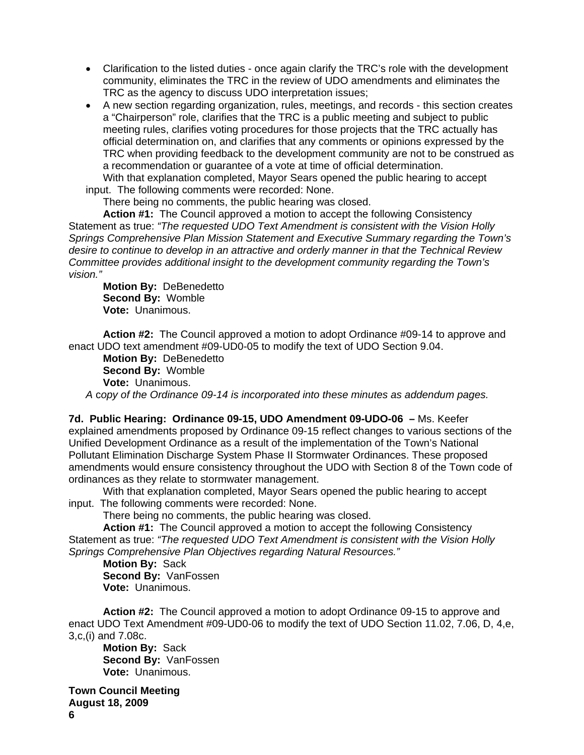- Clarification to the listed duties - once again clarify the TRC's role with the development community, eliminates the TRC in the review of UDO amendments and eliminates the TRC as the agency to discuss UDO interpretation issues;
- A new section regarding organization, rules, meetings, and records - this section creates a "Chairperson" role, clarifies that the TRC is a public meeting and subject to public meeting rules, clarifies voting procedures for those projects that the TRC actually has official determination on, and clarifies that any comments or opinions expressed by the TRC when providing feedback to the development community are not to be construed as a recommendation or guarantee of a vote at time of official determination.

With that explanation completed, Mayor Sears opened the public hearing to accept input. The following comments were recorded: None.

There being no comments, the public hearing was closed.

**Action #1:** The Council approved a motion to accept the following Consistency Statement as true: *"The requested UDO Text Amendment is consistent with the Vision Holly Springs Comprehensive Plan Mission Statement and Executive Summary regarding the Town's desire to continue to develop in an attractive and orderly manner in that the Technical Review Committee provides additional insight to the development community regarding the Town's vision."*

**Motion By:** DeBenedetto
**Second By:** Womble
**Vote:** Unanimous.

**Action #2:** The Council approved a motion to adopt Ordinance #09-14 to approve and enact UDO text amendment #09-UD0-05 to modify the text of UDO Section 9.04.

**Motion By:** DeBenedetto
**Second By:** Womble
**Vote:** Unanimous.

*A copy of the Ordinance 09-14 is incorporated into these minutes as addendum pages.*

**7d. Public Hearing: Ordinance 09-15, UDO Amendment 09-UDO-06 –** Ms. Keefer explained amendments proposed by Ordinance 09-15 reflect changes to various sections of the Unified Development Ordinance as a result of the implementation of the Town's National Pollutant Elimination Discharge System Phase II Stormwater Ordinances. These proposed amendments would ensure consistency throughout the UDO with Section 8 of the Town code of ordinances as they relate to stormwater management.

With that explanation completed, Mayor Sears opened the public hearing to accept input. The following comments were recorded: None.

There being no comments, the public hearing was closed.

**Action #1:** The Council approved a motion to accept the following Consistency Statement as true: *"The requested UDO Text Amendment is consistent with the Vision Holly Springs Comprehensive Plan Objectives regarding Natural Resources."*

**Motion By:** Sack
**Second By:** VanFossen
**Vote:** Unanimous.

**Action #2:** The Council approved a motion to adopt Ordinance 09-15 to approve and enact UDO Text Amendment #09-UD0-06 to modify the text of UDO Section 11.02, 7.06, D, 4,e, 3,c,(i) and 7.08c.

**Motion By:** Sack
**Second By:** VanFossen
**Vote:** Unanimous.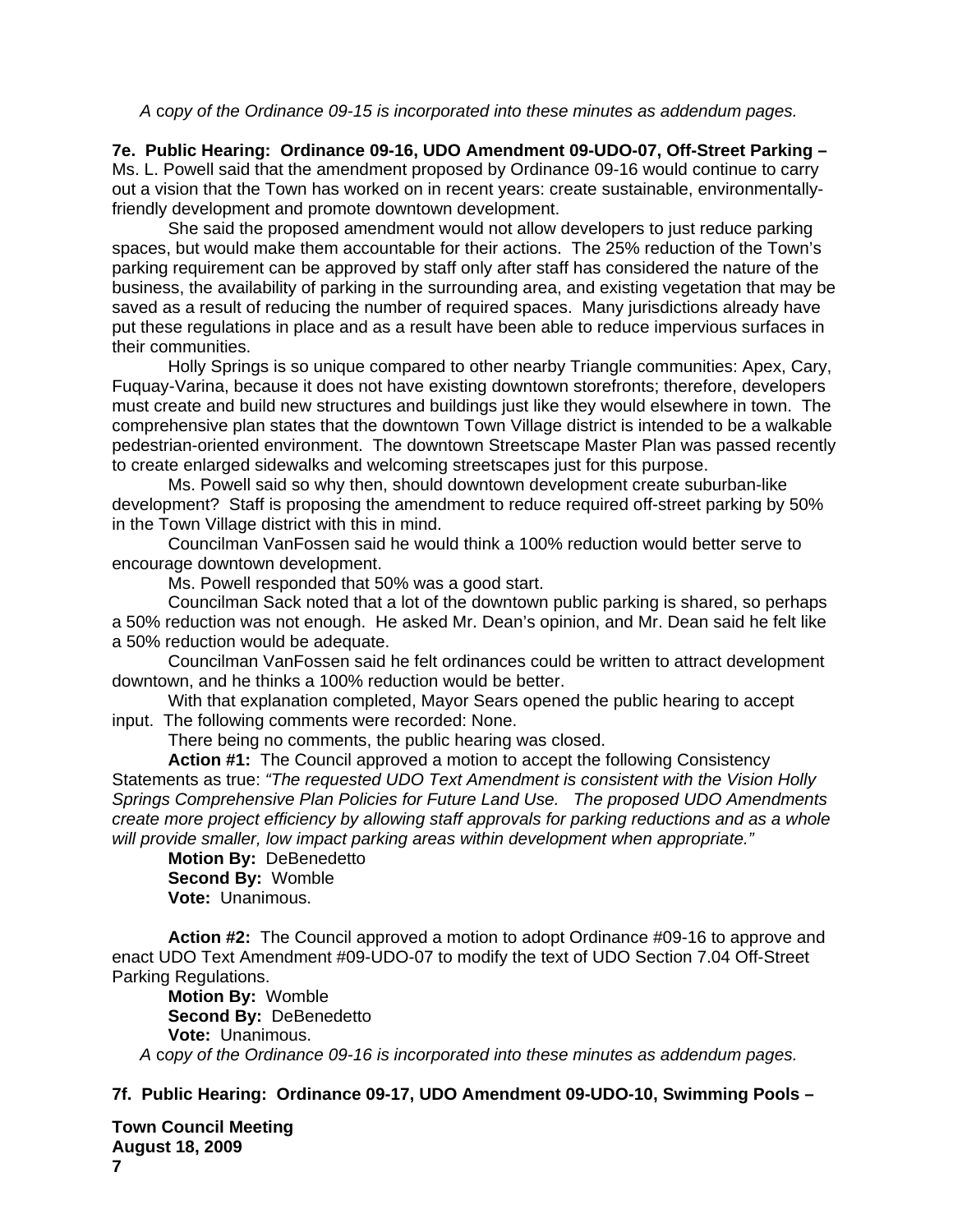*A copy of the Ordinance 09-15 is incorporated into these minutes as addendum pages.*

**7e. Public Hearing: Ordinance 09-16, UDO Amendment 09-UDO-07, Off-Street Parking –** Ms. L. Powell said that the amendment proposed by Ordinance 09-16 would continue to carry out a vision that the Town has worked on in recent years: create sustainable, environmentally-friendly development and promote downtown development.

She said the proposed amendment would not allow developers to just reduce parking spaces, but would make them accountable for their actions. The 25% reduction of the Town's parking requirement can be approved by staff only after staff has considered the nature of the business, the availability of parking in the surrounding area, and existing vegetation that may be saved as a result of reducing the number of required spaces. Many jurisdictions already have put these regulations in place and as a result have been able to reduce impervious surfaces in their communities.

Holly Springs is so unique compared to other nearby Triangle communities: Apex, Cary, Fuquay-Varina, because it does not have existing downtown storefronts; therefore, developers must create and build new structures and buildings just like they would elsewhere in town. The comprehensive plan states that the downtown Town Village district is intended to be a walkable pedestrian-oriented environment. The downtown Streetscape Master Plan was passed recently to create enlarged sidewalks and welcoming streetscapes just for this purpose.

Ms. Powell said so why then, should downtown development create suburban-like development? Staff is proposing the amendment to reduce required off-street parking by 50% in the Town Village district with this in mind.

Councilman VanFossen said he would think a 100% reduction would better serve to encourage downtown development.

Ms. Powell responded that 50% was a good start.

Councilman Sack noted that a lot of the downtown public parking is shared, so perhaps a 50% reduction was not enough. He asked Mr. Dean's opinion, and Mr. Dean said he felt like a 50% reduction would be adequate.

Councilman VanFossen said he felt ordinances could be written to attract development downtown, and he thinks a 100% reduction would be better.

With that explanation completed, Mayor Sears opened the public hearing to accept input. The following comments were recorded: None.

There being no comments, the public hearing was closed.

**Action #1:** The Council approved a motion to accept the following Consistency Statements as true: *"The requested UDO Text Amendment is consistent with the Vision Holly Springs Comprehensive Plan Policies for Future Land Use. The proposed UDO Amendments create more project efficiency by allowing staff approvals for parking reductions and as a whole will provide smaller, low impact parking areas within development when appropriate."*

**Motion By:** DeBenedetto
**Second By:** Womble
**Vote:** Unanimous.

**Action #2:** The Council approved a motion to adopt Ordinance #09-16 to approve and enact UDO Text Amendment #09-UDO-07 to modify the text of UDO Section 7.04 Off-Street Parking Regulations.

**Motion By:** Womble
**Second By:** DeBenedetto
**Vote:** Unanimous.

*A copy of the Ordinance 09-16 is incorporated into these minutes as addendum pages.*

**7f. Public Hearing: Ordinance 09-17, UDO Amendment 09-UDO-10, Swimming Pools –**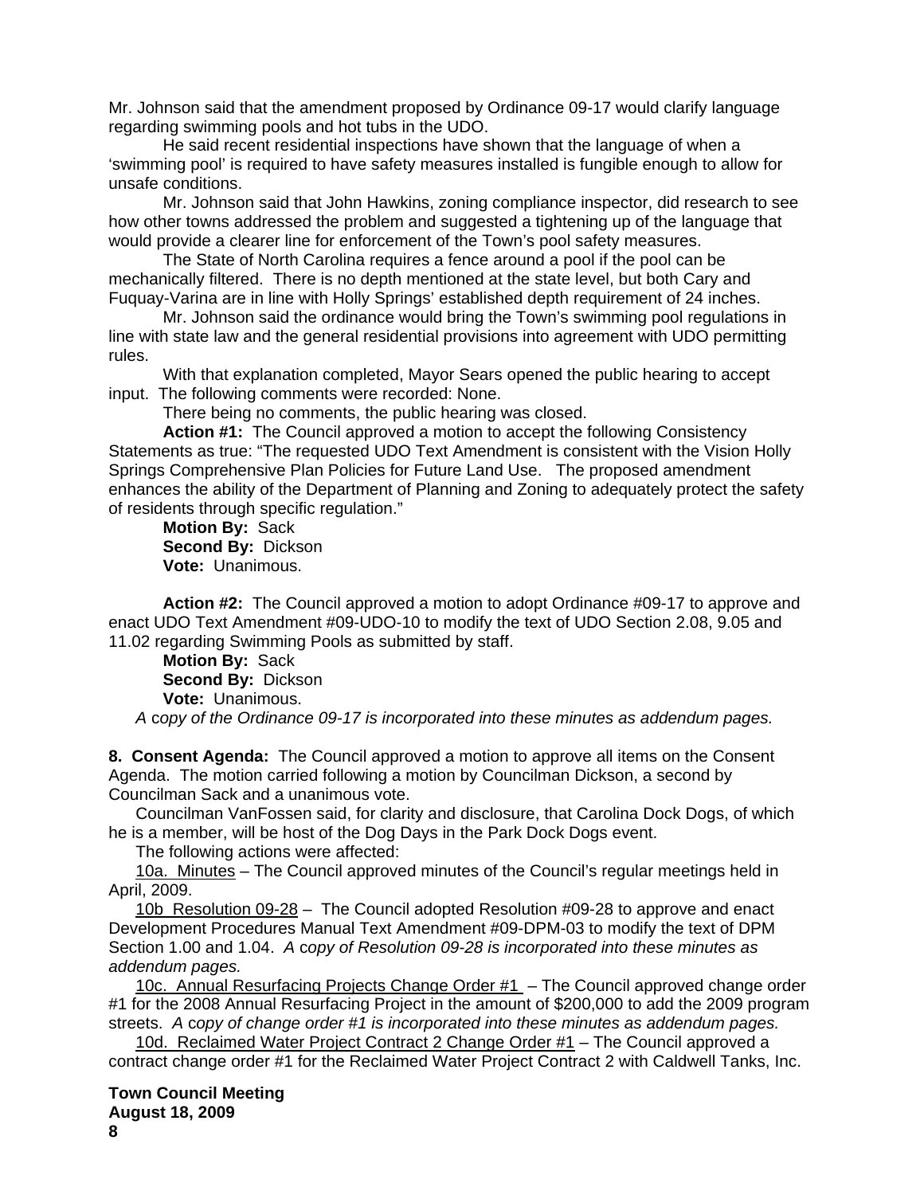Mr. Johnson said that the amendment proposed by Ordinance 09-17 would clarify language regarding swimming pools and hot tubs in the UDO.

He said recent residential inspections have shown that the language of when a 'swimming pool' is required to have safety measures installed is fungible enough to allow for unsafe conditions.

Mr. Johnson said that John Hawkins, zoning compliance inspector, did research to see how other towns addressed the problem and suggested a tightening up of the language that would provide a clearer line for enforcement of the Town's pool safety measures.

The State of North Carolina requires a fence around a pool if the pool can be mechanically filtered. There is no depth mentioned at the state level, but both Cary and Fuquay-Varina are in line with Holly Springs' established depth requirement of 24 inches.

Mr. Johnson said the ordinance would bring the Town's swimming pool regulations in line with state law and the general residential provisions into agreement with UDO permitting rules.

With that explanation completed, Mayor Sears opened the public hearing to accept input. The following comments were recorded: None.

There being no comments, the public hearing was closed.

**Action #1:** The Council approved a motion to accept the following Consistency Statements as true: "The requested UDO Text Amendment is consistent with the Vision Holly Springs Comprehensive Plan Policies for Future Land Use. The proposed amendment enhances the ability of the Department of Planning and Zoning to adequately protect the safety of residents through specific regulation."

**Motion By:** Sack
**Second By:** Dickson
**Vote:** Unanimous.

**Action #2:** The Council approved a motion to adopt Ordinance #09-17 to approve and enact UDO Text Amendment #09-UDO-10 to modify the text of UDO Section 2.08, 9.05 and 11.02 regarding Swimming Pools as submitted by staff.

**Motion By:** Sack
**Second By:** Dickson
**Vote:** Unanimous.

*A copy of the Ordinance 09-17 is incorporated into these minutes as addendum pages.*

**8. Consent Agenda:** The Council approved a motion to approve all items on the Consent Agenda. The motion carried following a motion by Councilman Dickson, a second by Councilman Sack and a unanimous vote.

Councilman VanFossen said, for clarity and disclosure, that Carolina Dock Dogs, of which he is a member, will be host of the Dog Days in the Park Dock Dogs event.

The following actions were affected:

10a. Minutes – The Council approved minutes of the Council's regular meetings held in April, 2009.

10b Resolution 09-28 – The Council adopted Resolution #09-28 to approve and enact Development Procedures Manual Text Amendment #09-DPM-03 to modify the text of DPM Section 1.00 and 1.04. *A copy of Resolution 09-28 is incorporated into these minutes as addendum pages.*

10c. Annual Resurfacing Projects Change Order #1 – The Council approved change order #1 for the 2008 Annual Resurfacing Project in the amount of $200,000 to add the 2009 program streets. *A copy of change order #1 is incorporated into these minutes as addendum pages.*

10d. Reclaimed Water Project Contract 2 Change Order #1 – The Council approved a contract change order #1 for the Reclaimed Water Project Contract 2 with Caldwell Tanks, Inc.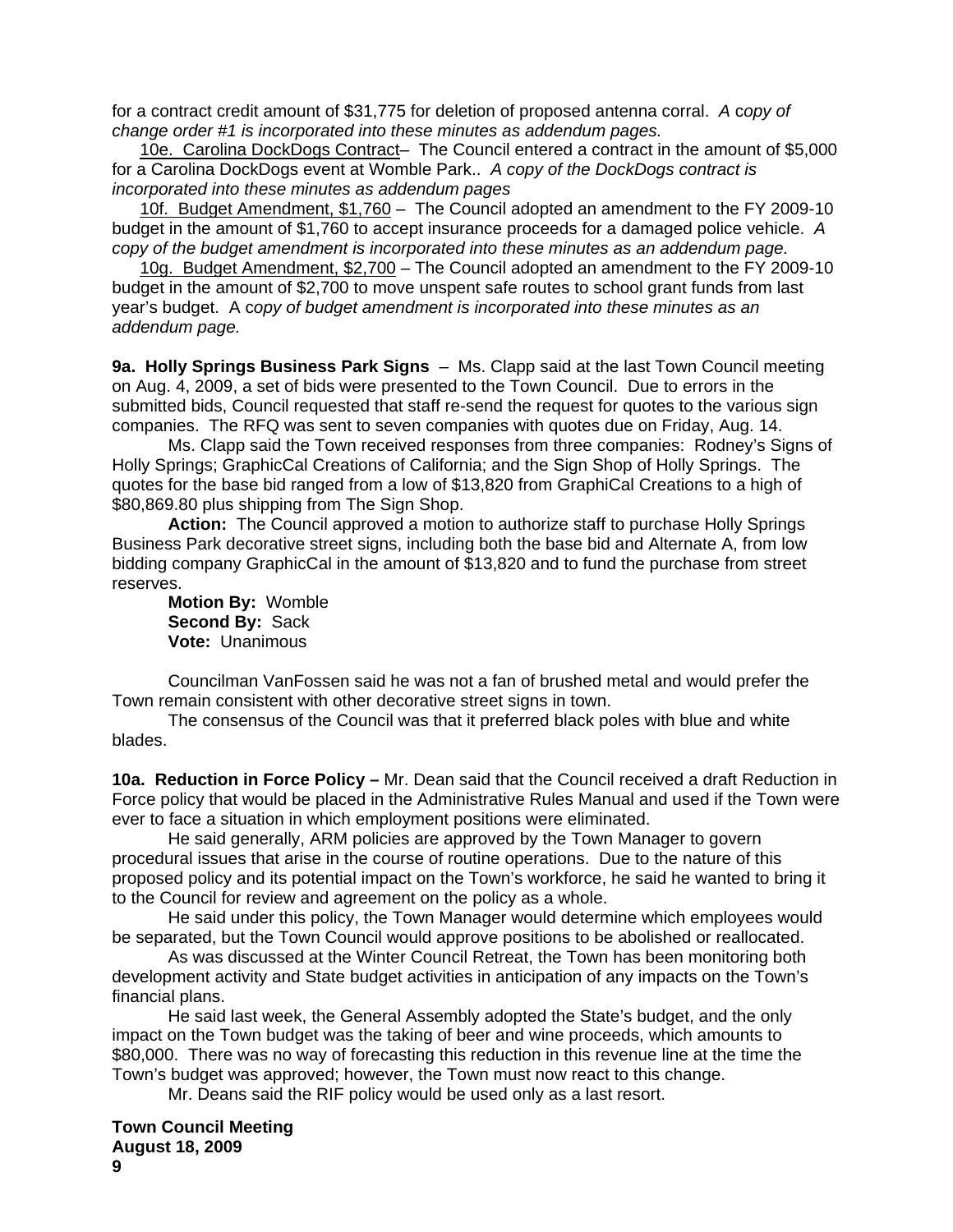for a contract credit amount of $31,775 for deletion of proposed antenna corral. *A copy of change order #1 is incorporated into these minutes as addendum pages.*

10e. Carolina DockDogs Contract– The Council entered a contract in the amount of $5,000 for a Carolina DockDogs event at Womble Park.. *A copy of the DockDogs contract is incorporated into these minutes as addendum pages*

10f. Budget Amendment, $1,760 – The Council adopted an amendment to the FY 2009-10 budget in the amount of $1,760 to accept insurance proceeds for a damaged police vehicle. *A copy of the budget amendment is incorporated into these minutes as an addendum page.*

10g. Budget Amendment, $2,700 – The Council adopted an amendment to the FY 2009-10 budget in the amount of $2,700 to move unspent safe routes to school grant funds from last year's budget. A c*opy of budget amendment is incorporated into these minutes as an addendum page.*

**9a. Holly Springs Business Park Signs** – Ms. Clapp said at the last Town Council meeting on Aug. 4, 2009, a set of bids were presented to the Town Council. Due to errors in the submitted bids, Council requested that staff re-send the request for quotes to the various sign companies. The RFQ was sent to seven companies with quotes due on Friday, Aug. 14.

Ms. Clapp said the Town received responses from three companies: Rodney's Signs of Holly Springs; GraphiCal Creations of California; and the Sign Shop of Holly Springs. The quotes for the base bid ranged from a low of $13,820 from GraphiCal Creations to a high of $80,869.80 plus shipping from The Sign Shop.

**Action:** The Council approved a motion to authorize staff to purchase Holly Springs Business Park decorative street signs, including both the base bid and Alternate A, from low bidding company GraphicCal in the amount of $13,820 and to fund the purchase from street reserves.

**Motion By:** Womble
**Second By:** Sack
**Vote:** Unanimous

Councilman VanFossen said he was not a fan of brushed metal and would prefer the Town remain consistent with other decorative street signs in town.

The consensus of the Council was that it preferred black poles with blue and white blades.

**10a. Reduction in Force Policy –** Mr. Dean said that the Council received a draft Reduction in Force policy that would be placed in the Administrative Rules Manual and used if the Town were ever to face a situation in which employment positions were eliminated.

He said generally, ARM policies are approved by the Town Manager to govern procedural issues that arise in the course of routine operations. Due to the nature of this proposed policy and its potential impact on the Town's workforce, he said he wanted to bring it to the Council for review and agreement on the policy as a whole.

He said under this policy, the Town Manager would determine which employees would be separated, but the Town Council would approve positions to be abolished or reallocated.

As was discussed at the Winter Council Retreat, the Town has been monitoring both development activity and State budget activities in anticipation of any impacts on the Town's financial plans.

He said last week, the General Assembly adopted the State's budget, and the only impact on the Town budget was the taking of beer and wine proceeds, which amounts to $80,000. There was no way of forecasting this reduction in this revenue line at the time the Town's budget was approved; however, the Town must now react to this change.

Mr. Deans said the RIF policy would be used only as a last resort.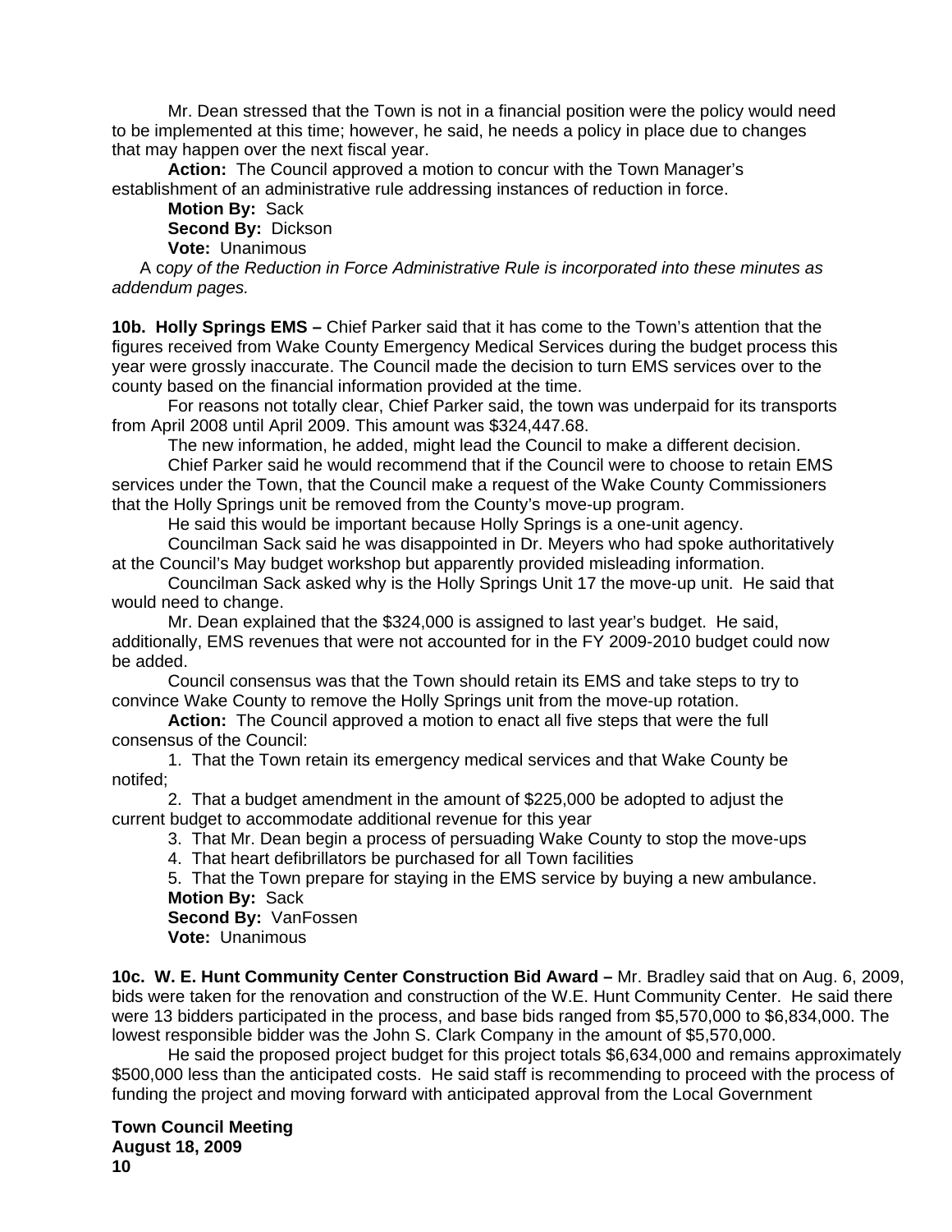Mr. Dean stressed that the Town is not in a financial position were the policy would need to be implemented at this time; however, he said, he needs a policy in place due to changes that may happen over the next fiscal year.

**Action:** The Council approved a motion to concur with the Town Manager's establishment of an administrative rule addressing instances of reduction in force.

**Motion By:** Sack
**Second By:** Dickson
**Vote:** Unanimous

A c*opy of the Reduction in Force Administrative Rule is incorporated into these minutes as addendum pages.*

**10b. Holly Springs EMS –** Chief Parker said that it has come to the Town's attention that the figures received from Wake County Emergency Medical Services during the budget process this year were grossly inaccurate. The Council made the decision to turn EMS services over to the county based on the financial information provided at the time.

For reasons not totally clear, Chief Parker said, the town was underpaid for its transports from April 2008 until April 2009. This amount was $324,447.68.

The new information, he added, might lead the Council to make a different decision.

Chief Parker said he would recommend that if the Council were to choose to retain EMS services under the Town, that the Council make a request of the Wake County Commissioners that the Holly Springs unit be removed from the County's move-up program.

He said this would be important because Holly Springs is a one-unit agency.

Councilman Sack said he was disappointed in Dr. Meyers who had spoke authoritatively at the Council's May budget workshop but apparently provided misleading information.

Councilman Sack asked why is the Holly Springs Unit 17 the move-up unit. He said that would need to change.

Mr. Dean explained that the $324,000 is assigned to last year's budget. He said, additionally, EMS revenues that were not accounted for in the FY 2009-2010 budget could now be added.

Council consensus was that the Town should retain its EMS and take steps to try to convince Wake County to remove the Holly Springs unit from the move-up rotation.

**Action:** The Council approved a motion to enact all five steps that were the full consensus of the Council:

1. That the Town retain its emergency medical services and that Wake County be notifed;
2. That a budget amendment in the amount of $225,000 be adopted to adjust the current budget to accommodate additional revenue for this year
3. That Mr. Dean begin a process of persuading Wake County to stop the move-ups
4. That heart defibrillators be purchased for all Town facilities
5. That the Town prepare for staying in the EMS service by buying a new ambulance.

**Motion By:** Sack
**Second By:** VanFossen
**Vote:** Unanimous

**10c. W. E. Hunt Community Center Construction Bid Award –** Mr. Bradley said that on Aug. 6, 2009, bids were taken for the renovation and construction of the W.E. Hunt Community Center. He said there were 13 bidders participated in the process, and base bids ranged from $5,570,000 to $6,834,000. The lowest responsible bidder was the John S. Clark Company in the amount of $5,570,000.

He said the proposed project budget for this project totals $6,634,000 and remains approximately $500,000 less than the anticipated costs. He said staff is recommending to proceed with the process of funding the project and moving forward with anticipated approval from the Local Government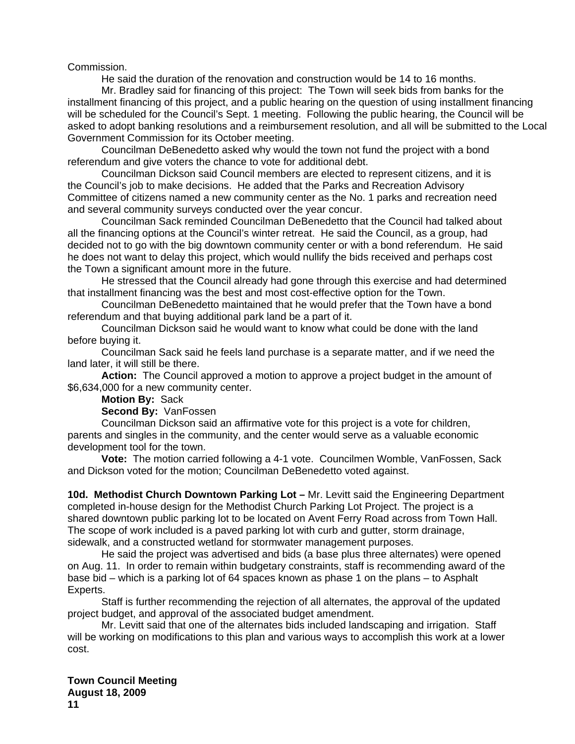Commission.

He said the duration of the renovation and construction would be 14 to 16 months.

Mr. Bradley said for financing of this project: The Town will seek bids from banks for the installment financing of this project, and a public hearing on the question of using installment financing will be scheduled for the Council's Sept. 1 meeting. Following the public hearing, the Council will be asked to adopt banking resolutions and a reimbursement resolution, and all will be submitted to the Local Government Commission for its October meeting.

Councilman DeBenedetto asked why would the town not fund the project with a bond referendum and give voters the chance to vote for additional debt.

Councilman Dickson said Council members are elected to represent citizens, and it is the Council's job to make decisions. He added that the Parks and Recreation Advisory Committee of citizens named a new community center as the No. 1 parks and recreation need and several community surveys conducted over the year concur.

Councilman Sack reminded Councilman DeBenedetto that the Council had talked about all the financing options at the Council's winter retreat. He said the Council, as a group, had decided not to go with the big downtown community center or with a bond referendum. He said he does not want to delay this project, which would nullify the bids received and perhaps cost the Town a significant amount more in the future.

He stressed that the Council already had gone through this exercise and had determined that installment financing was the best and most cost-effective option for the Town.

Councilman DeBenedetto maintained that he would prefer that the Town have a bond referendum and that buying additional park land be a part of it.

Councilman Dickson said he would want to know what could be done with the land before buying it.

Councilman Sack said he feels land purchase is a separate matter, and if we need the land later, it will still be there.

**Action:** The Council approved a motion to approve a project budget in the amount of $6,634,000 for a new community center.

**Motion By:** Sack

**Second By:** VanFossen

Councilman Dickson said an affirmative vote for this project is a vote for children, parents and singles in the community, and the center would serve as a valuable economic development tool for the town.

**Vote:** The motion carried following a 4-1 vote. Councilmen Womble, VanFossen, Sack and Dickson voted for the motion; Councilman DeBenedetto voted against.

**10d. Methodist Church Downtown Parking Lot –** Mr. Levitt said the Engineering Department completed in-house design for the Methodist Church Parking Lot Project. The project is a shared downtown public parking lot to be located on Avent Ferry Road across from Town Hall. The scope of work included is a paved parking lot with curb and gutter, storm drainage, sidewalk, and a constructed wetland for stormwater management purposes.

He said the project was advertised and bids (a base plus three alternates) were opened on Aug. 11. In order to remain within budgetary constraints, staff is recommending award of the base bid – which is a parking lot of 64 spaces known as phase 1 on the plans – to Asphalt Experts.

Staff is further recommending the rejection of all alternates, the approval of the updated project budget, and approval of the associated budget amendment.

Mr. Levitt said that one of the alternates bids included landscaping and irrigation. Staff will be working on modifications to this plan and various ways to accomplish this work at a lower cost.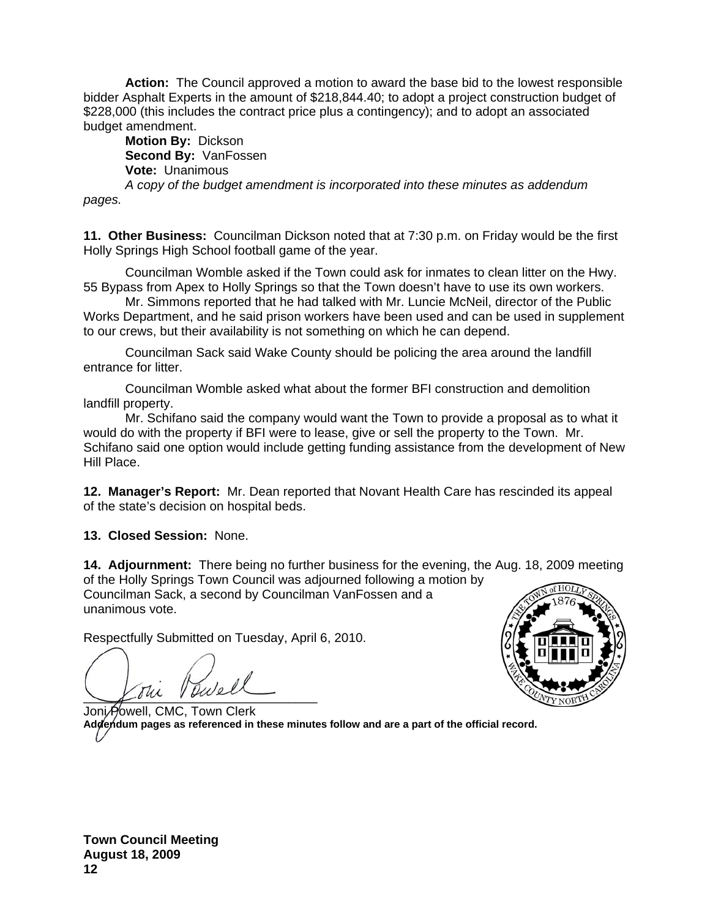**Action:** The Council approved a motion to award the base bid to the lowest responsible bidder Asphalt Experts in the amount of $218,844.40; to adopt a project construction budget of $228,000 (this includes the contract price plus a contingency); and to adopt an associated budget amendment.

**Motion By:** Dickson
**Second By:** VanFossen
**Vote:** Unanimous

*A copy of the budget amendment is incorporated into these minutes as addendum pages.*

**11. Other Business:** Councilman Dickson noted that at 7:30 p.m. on Friday would be the first Holly Springs High School football game of the year.

Councilman Womble asked if the Town could ask for inmates to clean litter on the Hwy. 55 Bypass from Apex to Holly Springs so that the Town doesn't have to use its own workers.

Mr. Simmons reported that he had talked with Mr. Luncie McNeil, director of the Public Works Department, and he said prison workers have been used and can be used in supplement to our crews, but their availability is not something on which he can depend.

Councilman Sack said Wake County should be policing the area around the landfill entrance for litter.

Councilman Womble asked what about the former BFI construction and demolition landfill property.

Mr. Schifano said the company would want the Town to provide a proposal as to what it would do with the property if BFI were to lease, give or sell the property to the Town. Mr. Schifano said one option would include getting funding assistance from the development of New Hill Place.

**12. Manager's Report:** Mr. Dean reported that Novant Health Care has rescinded its appeal of the state's decision on hospital beds.

**13. Closed Session:** None.

**14. Adjournment:** There being no further business for the evening, the Aug. 18, 2009 meeting of the Holly Springs Town Council was adjourned following a motion by Councilman Sack, a second by Councilman VanFossen and a unanimous vote.

Respectfully Submitted on Tuesday, April 6, 2010.

Joni Powell, CMC, Town Clerk

**Addendum pages as referenced in these minutes follow and are a part of the official record.**